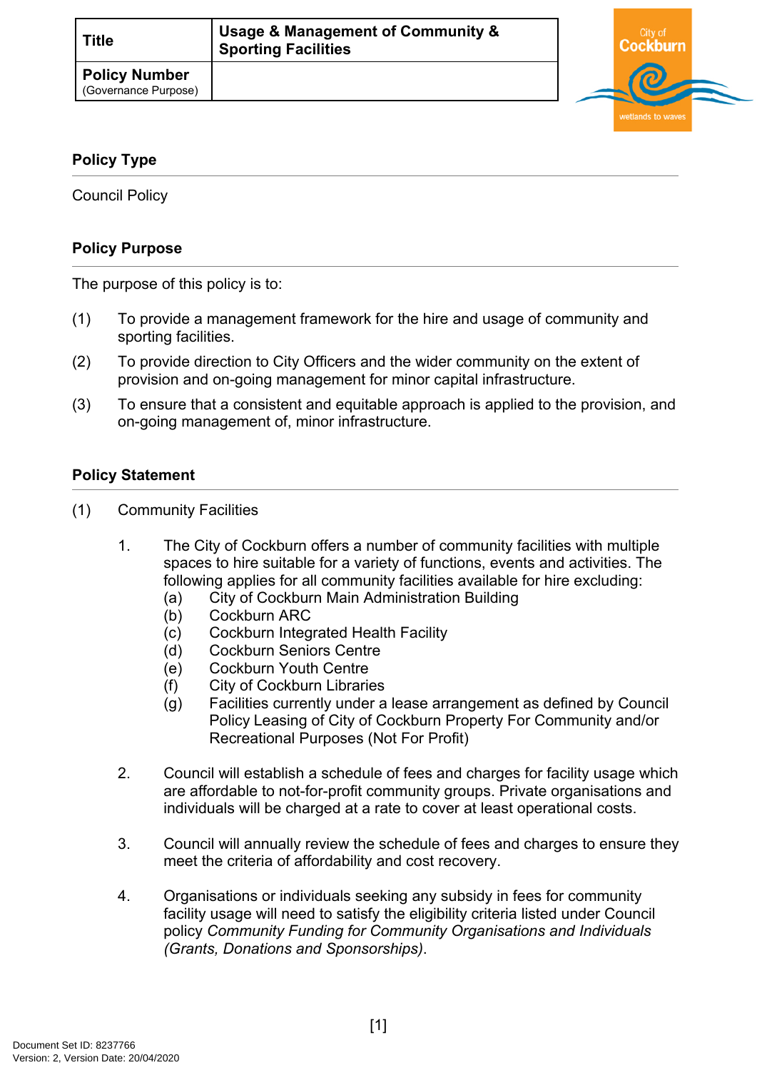| Title | Usage & Management of Community & Sporting Facilities |
|---|---|
| **Policy Number** (Governance Purpose) | |

## Policy Type

Council Policy

## Policy Purpose

The purpose of this policy is to:

(1) To provide a management framework for the hire and usage of community and sporting facilities.

(2) To provide direction to City Officers and the wider community on the extent of provision and on-going management for minor capital infrastructure.

(3) To ensure that a consistent and equitable approach is applied to the provision, and on-going management of, minor infrastructure.

## Policy Statement

(1) Community Facilities

1. The City of Cockburn offers a number of community facilities with multiple spaces to hire suitable for a variety of functions, events and activities. The following applies for all community facilities available for hire excluding:
   (a) City of Cockburn Main Administration Building
   (b) Cockburn ARC
   (c) Cockburn Integrated Health Facility
   (d) Cockburn Seniors Centre
   (e) Cockburn Youth Centre
   (f) City of Cockburn Libraries
   (g) Facilities currently under a lease arrangement as defined by Council Policy Leasing of City of Cockburn Property For Community and/or Recreational Purposes (Not For Profit)

2. Council will establish a schedule of fees and charges for facility usage which are affordable to not-for-profit community groups. Private organisations and individuals will be charged at a rate to cover at least operational costs.

3. Council will annually review the schedule of fees and charges to ensure they meet the criteria of affordability and cost recovery.

4. Organisations or individuals seeking any subsidy in fees for community facility usage will need to satisfy the eligibility criteria listed under Council policy *Community Funding for Community Organisations and Individuals (Grants, Donations and Sponsorships)*.

Document Set ID: 8237766
Version: 2, Version Date: 20/04/2020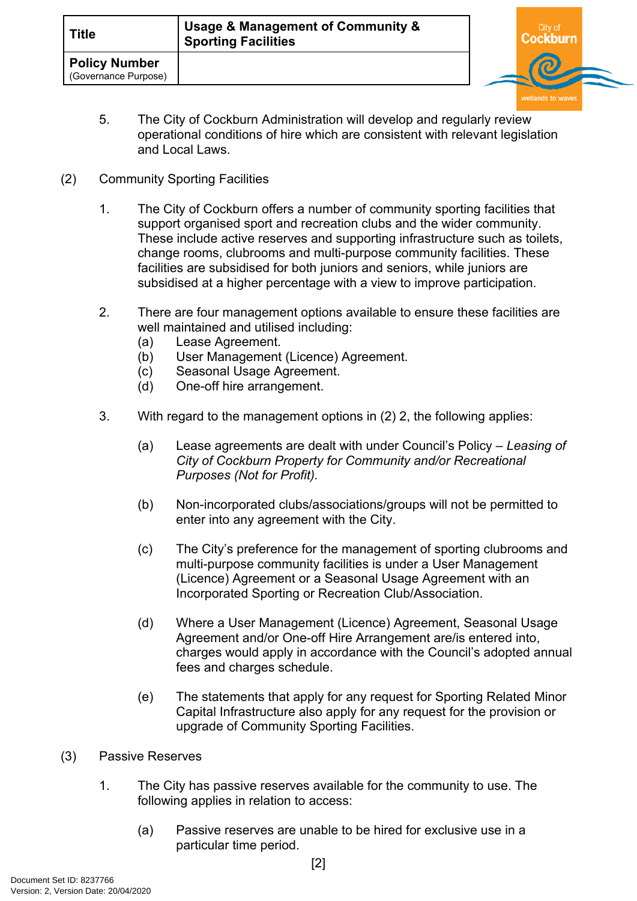5. The City of Cockburn Administration will develop and regularly review operational conditions of hire which are consistent with relevant legislation and Local Laws.

(2) Community Sporting Facilities

1. The City of Cockburn offers a number of community sporting facilities that support organised sport and recreation clubs and the wider community. These include active reserves and supporting infrastructure such as toilets, change rooms, clubrooms and multi-purpose community facilities. These facilities are subsidised for both juniors and seniors, while juniors are subsidised at a higher percentage with a view to improve participation.

2. There are four management options available to ensure these facilities are well maintained and utilised including:
   (a) Lease Agreement.
   (b) User Management (Licence) Agreement.
   (c) Seasonal Usage Agreement.
   (d) One-off hire arrangement.

3. With regard to the management options in (2) 2, the following applies:

   (a) Lease agreements are dealt with under Council's Policy – *Leasing of City of Cockburn Property for Community and/or Recreational Purposes (Not for Profit).*

   (b) Non-incorporated clubs/associations/groups will not be permitted to enter into any agreement with the City.

   (c) The City's preference for the management of sporting clubrooms and multi-purpose community facilities is under a User Management (Licence) Agreement or a Seasonal Usage Agreement with an Incorporated Sporting or Recreation Club/Association.

   (d) Where a User Management (Licence) Agreement, Seasonal Usage Agreement and/or One-off Hire Arrangement are/is entered into, charges would apply in accordance with the Council's adopted annual fees and charges schedule.

   (e) The statements that apply for any request for Sporting Related Minor Capital Infrastructure also apply for any request for the provision or upgrade of Community Sporting Facilities.

(3) Passive Reserves

1. The City has passive reserves available for the community to use. The following applies in relation to access:

   (a) Passive reserves are unable to be hired for exclusive use in a particular time period.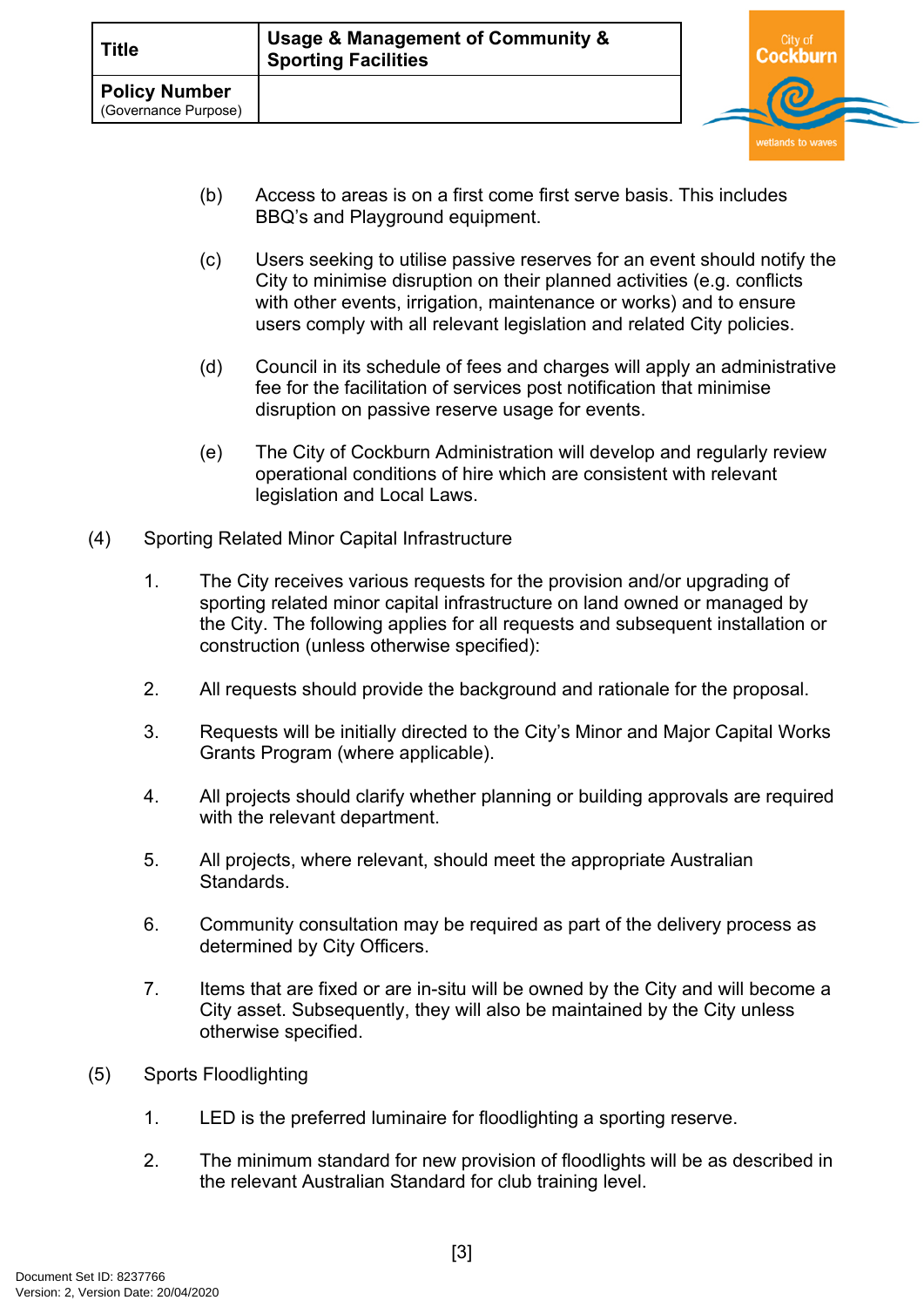(b) Access to areas is on a first come first serve basis. This includes BBQ's and Playground equipment.

(c) Users seeking to utilise passive reserves for an event should notify the City to minimise disruption on their planned activities (e.g. conflicts with other events, irrigation, maintenance or works) and to ensure users comply with all relevant legislation and related City policies.

(d) Council in its schedule of fees and charges will apply an administrative fee for the facilitation of services post notification that minimise disruption on passive reserve usage for events.

(e) The City of Cockburn Administration will develop and regularly review operational conditions of hire which are consistent with relevant legislation and Local Laws.

(4) Sporting Related Minor Capital Infrastructure

1. The City receives various requests for the provision and/or upgrading of sporting related minor capital infrastructure on land owned or managed by the City. The following applies for all requests and subsequent installation or construction (unless otherwise specified):

2. All requests should provide the background and rationale for the proposal.

3. Requests will be initially directed to the City's Minor and Major Capital Works Grants Program (where applicable).

4. All projects should clarify whether planning or building approvals are required with the relevant department.

5. All projects, where relevant, should meet the appropriate Australian Standards.

6. Community consultation may be required as part of the delivery process as determined by City Officers.

7. Items that are fixed or are in-situ will be owned by the City and will become a City asset. Subsequently, they will also be maintained by the City unless otherwise specified.

(5) Sports Floodlighting

1. LED is the preferred luminaire for floodlighting a sporting reserve.

2. The minimum standard for new provision of floodlights will be as described in the relevant Australian Standard for club training level.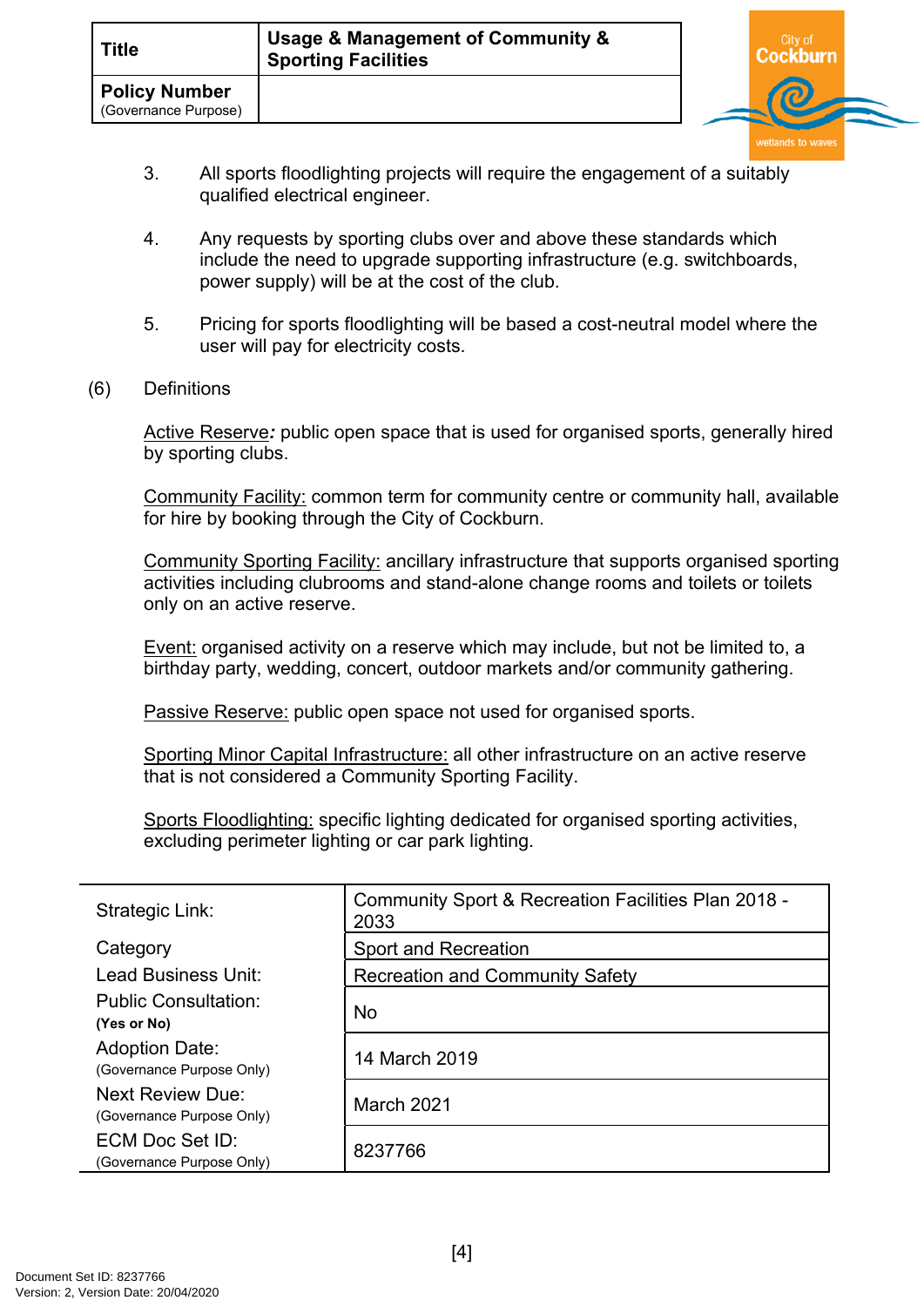3. All sports floodlighting projects will require the engagement of a suitably qualified electrical engineer.

4. Any requests by sporting clubs over and above these standards which include the need to upgrade supporting infrastructure (e.g. switchboards, power supply) will be at the cost of the club.

5. Pricing for sports floodlighting will be based a cost-neutral model where the user will pay for electricity costs.

(6) Definitions

Active Reserve***:*** public open space that is used for organised sports, generally hired by sporting clubs.

Community Facility: common term for community centre or community hall, available for hire by booking through the City of Cockburn.

Community Sporting Facility: ancillary infrastructure that supports organised sporting activities including clubrooms and stand-alone change rooms and toilets or toilets only on an active reserve.

Event: organised activity on a reserve which may include, but not be limited to, a birthday party, wedding, concert, outdoor markets and/or community gathering.

Passive Reserve: public open space not used for organised sports.

Sporting Minor Capital Infrastructure: all other infrastructure on an active reserve that is not considered a Community Sporting Facility.

Sports Floodlighting: specific lighting dedicated for organised sporting activities, excluding perimeter lighting or car park lighting.

| | |
|---|---|
| Strategic Link: | Community Sport & Recreation Facilities Plan 2018 - 2033 |
| Category | Sport and Recreation |
| Lead Business Unit: | Recreation and Community Safety |
| Public Consultation: **(Yes or No)** | No |
| Adoption Date: (Governance Purpose Only) | 14 March 2019 |
| Next Review Due: (Governance Purpose Only) | March 2021 |
| ECM Doc Set ID: (Governance Purpose Only) | 8237766 |